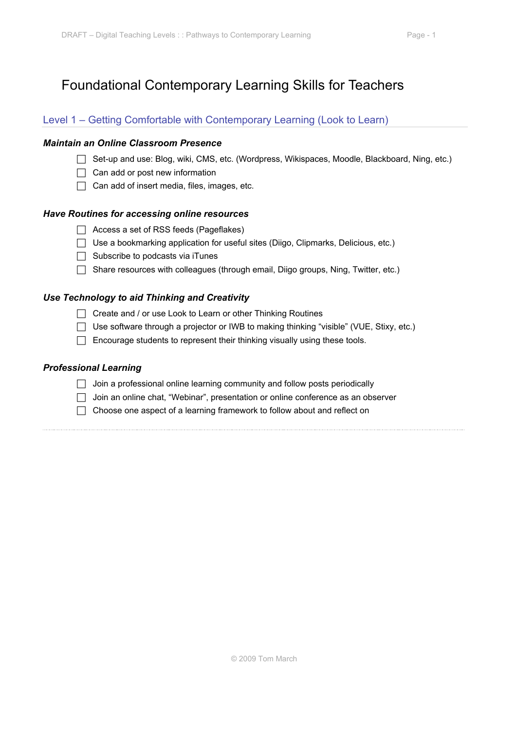# Foundational Contemporary Learning Skills for Teachers

## Level 1 – Getting Comfortable with Contemporary Learning (Look to Learn)

### *Maintain an Online Classroom Presence*

- [ ] Set-up and use: Blog, wiki, CMS, etc. (Wordpress, Wikispaces, Moodle, Blackboard, Ning, etc.)
- [ ] Can add or post new information
- [ ] Can add of insert media, files, images, etc.

### *Have Routines for accessing online resources*

- [ ] Access a set of RSS feeds (Pageflakes)
- [ ] Use a bookmarking application for useful sites (Diigo, Clipmarks, Delicious, etc.)
- [ ] Subscribe to podcasts via iTunes
- [ ] Share resources with colleagues (through email, Diigo groups, Ning, Twitter, etc.)

### *Use Technology to aid Thinking and Creativity*

- [ ] Create and / or use Look to Learn or other Thinking Routines
- [ ] Use software through a projector or IWB to making thinking "visible" (VUE, Stixy, etc.)
- [ ] Encourage students to represent their thinking visually using these tools.

### *Professional Learning*

- [ ] Join a professional online learning community and follow posts periodically
- [ ] Join an online chat, "Webinar", presentation or online conference as an observer
- [ ] Choose one aspect of a learning framework to follow about and reflect on

---

© 2009 Tom March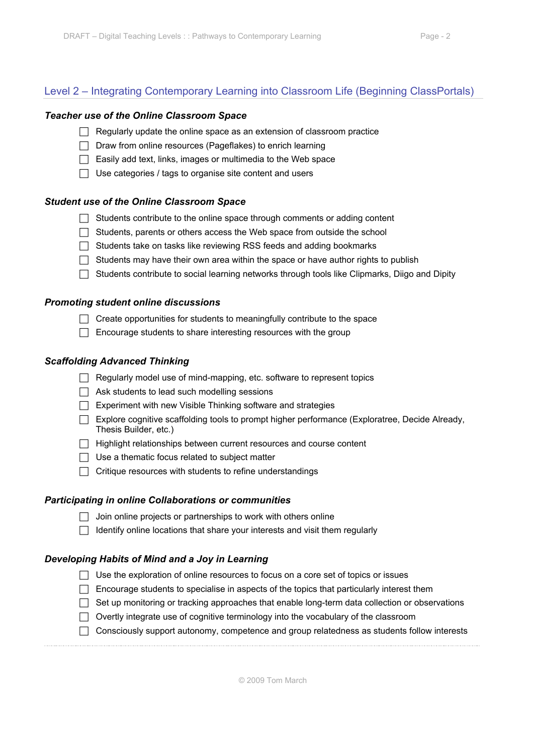## Level 2 – Integrating Contemporary Learning into Classroom Life (Beginning ClassPortals)

### *Teacher use of the Online Classroom Space*

- [ ] Regularly update the online space as an extension of classroom practice
- [ ] Draw from online resources (Pageflakes) to enrich learning
- [ ] Easily add text, links, images or multimedia to the Web space
- [ ] Use categories / tags to organise site content and users

### *Student use of the Online Classroom Space*

- [ ] Students contribute to the online space through comments or adding content
- [ ] Students, parents or others access the Web space from outside the school
- [ ] Students take on tasks like reviewing RSS feeds and adding bookmarks
- [ ] Students may have their own area within the space or have author rights to publish
- [ ] Students contribute to social learning networks through tools like Clipmarks, Diigo and Dipity

### *Promoting student online discussions*

- [ ] Create opportunities for students to meaningfully contribute to the space
- [ ] Encourage students to share interesting resources with the group

### *Scaffolding Advanced Thinking*

- [ ] Regularly model use of mind-mapping, etc. software to represent topics
- [ ] Ask students to lead such modelling sessions
- [ ] Experiment with new Visible Thinking software and strategies
- [ ] Explore cognitive scaffolding tools to prompt higher performance (Exploratree, Decide Already, Thesis Builder, etc.)
- [ ] Highlight relationships between current resources and course content
- [ ] Use a thematic focus related to subject matter
- [ ] Critique resources with students to refine understandings

### *Participating in online Collaborations or communities*

- [ ] Join online projects or partnerships to work with others online
- [ ] Identify online locations that share your interests and visit them regularly

### *Developing Habits of Mind and a Joy in Learning*

- [ ] Use the exploration of online resources to focus on a core set of topics or issues
- [ ] Encourage students to specialise in aspects of the topics that particularly interest them
- [ ] Set up monitoring or tracking approaches that enable long-term data collection or observations
- [ ] Overtly integrate use of cognitive terminology into the vocabulary of the classroom
- [ ] Consciously support autonomy, competence and group relatedness as students follow interests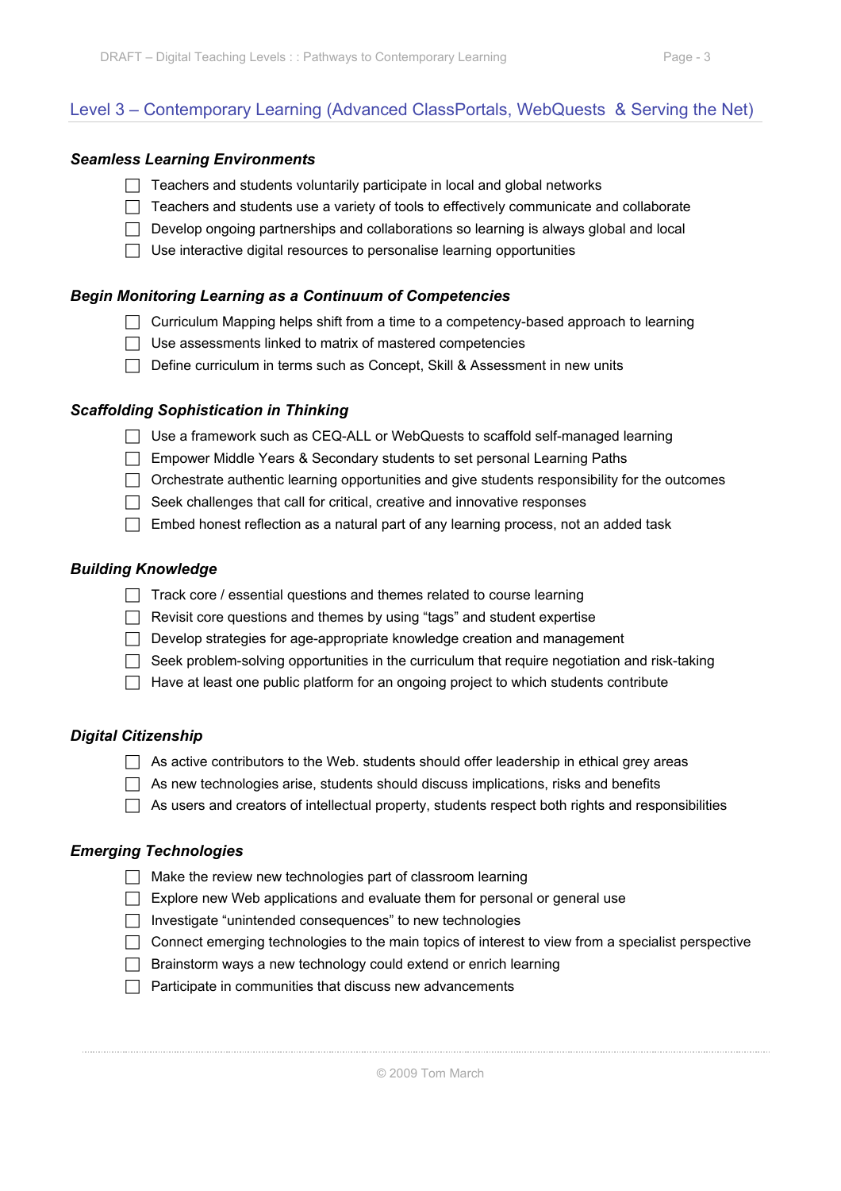## Level 3 – Contemporary Learning (Advanced ClassPortals, WebQuests & Serving the Net)

***Seamless Learning Environments***

- [ ] Teachers and students voluntarily participate in local and global networks
- [ ] Teachers and students use a variety of tools to effectively communicate and collaborate
- [ ] Develop ongoing partnerships and collaborations so learning is always global and local
- [ ] Use interactive digital resources to personalise learning opportunities

***Begin Monitoring Learning as a Continuum of Competencies***

- [ ] Curriculum Mapping helps shift from a time to a competency-based approach to learning
- [ ] Use assessments linked to matrix of mastered competencies
- [ ] Define curriculum in terms such as Concept, Skill & Assessment in new units

***Scaffolding Sophistication in Thinking***

- [ ] Use a framework such as CEQ-ALL or WebQuests to scaffold self-managed learning
- [ ] Empower Middle Years & Secondary students to set personal Learning Paths
- [ ] Orchestrate authentic learning opportunities and give students responsibility for the outcomes
- [ ] Seek challenges that call for critical, creative and innovative responses
- [ ] Embed honest reflection as a natural part of any learning process, not an added task

***Building Knowledge***

- [ ] Track core / essential questions and themes related to course learning
- [ ] Revisit core questions and themes by using "tags" and student expertise
- [ ] Develop strategies for age-appropriate knowledge creation and management
- [ ] Seek problem-solving opportunities in the curriculum that require negotiation and risk-taking
- [ ] Have at least one public platform for an ongoing project to which students contribute

***Digital Citizenship***

- [ ] As active contributors to the Web. students should offer leadership in ethical grey areas
- [ ] As new technologies arise, students should discuss implications, risks and benefits
- [ ] As users and creators of intellectual property, students respect both rights and responsibilities

***Emerging Technologies***

- [ ] Make the review new technologies part of classroom learning
- [ ] Explore new Web applications and evaluate them for personal or general use
- [ ] Investigate "unintended consequences" to new technologies
- [ ] Connect emerging technologies to the main topics of interest to view from a specialist perspective
- [ ] Brainstorm ways a new technology could extend or enrich learning
- [ ] Participate in communities that discuss new advancements

© 2009 Tom March